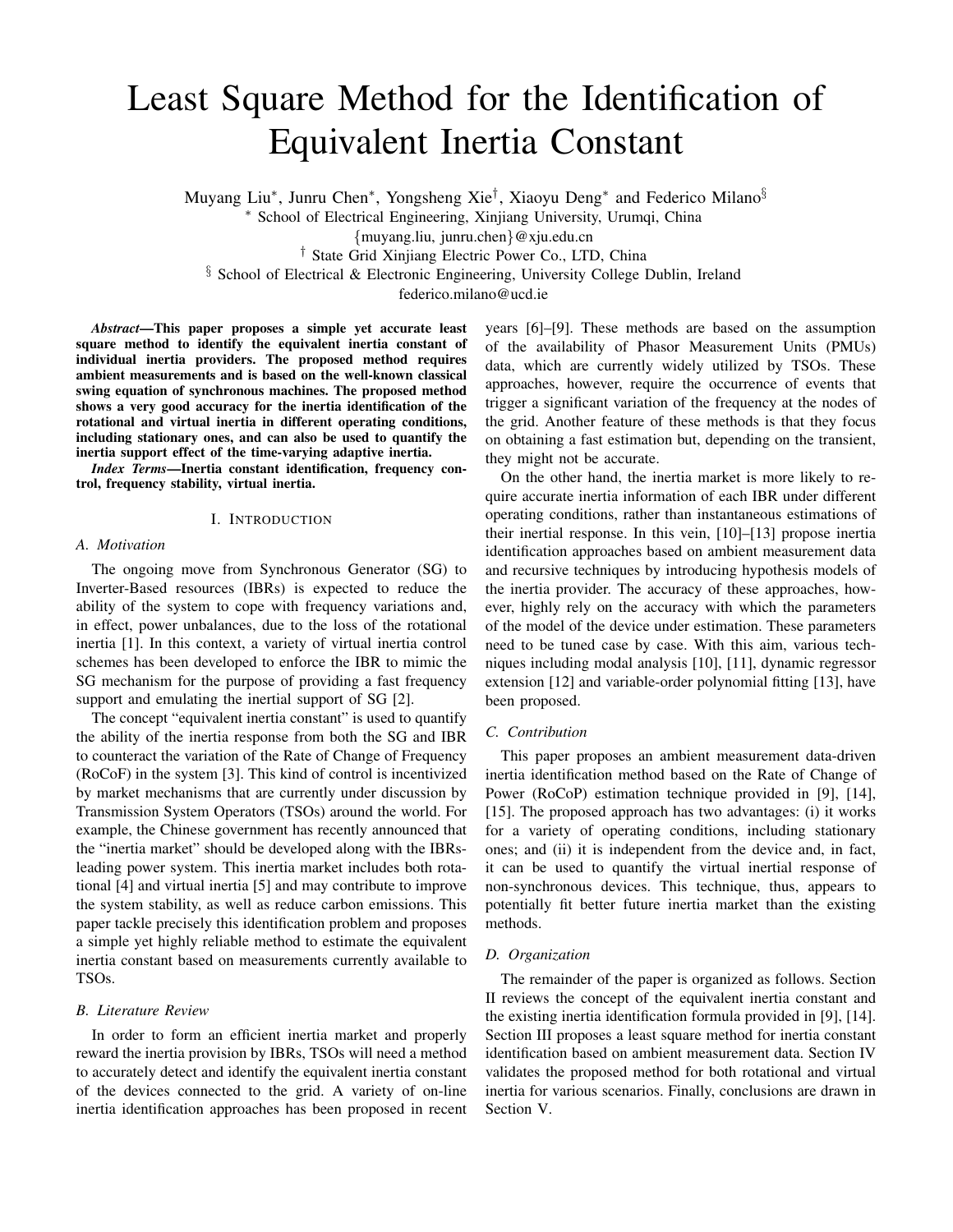# Least Square Method for the Identification of Equivalent Inertia Constant

Muyang Liu*, Junru Chen*, Yongsheng Xie†, Xiaoyu Deng* and Federico Milano§

* School of Electrical Engineering, Xinjiang University, Urumqi, China

{muyang.liu, junru.chen}@xju.edu.cn

† State Grid Xinjiang Electric Power Co., LTD, China

§ School of Electrical & Electronic Engineering, University College Dublin, Ireland

federico.milano@ucd.ie

***Abstract*—This paper proposes a simple yet accurate least square method to identify the equivalent inertia constant of individual inertia providers. The proposed method requires ambient measurements and is based on the well-known classical swing equation of synchronous machines. The proposed method shows a very good accuracy for the inertia identification of the rotational and virtual inertia in different operating conditions, including stationary ones, and can also be used to quantify the inertia support effect of the time-varying adaptive inertia.**

***Index Terms*—Inertia constant identification, frequency control, frequency stability, virtual inertia.**

## I. Introduction

### A. Motivation

The ongoing move from Synchronous Generator (SG) to Inverter-Based resources (IBRs) is expected to reduce the ability of the system to cope with frequency variations and, in effect, power unbalances, due to the loss of the rotational inertia [1]. In this context, a variety of virtual inertia control schemes has been developed to enforce the IBR to mimic the SG mechanism for the purpose of providing a fast frequency support and emulating the inertial support of SG [2].

The concept "equivalent inertia constant" is used to quantify the ability of the inertia response from both the SG and IBR to counteract the variation of the Rate of Change of Frequency (RoCoF) in the system [3]. This kind of control is incentivized by market mechanisms that are currently under discussion by Transmission System Operators (TSOs) around the world. For example, the Chinese government has recently announced that the "inertia market" should be developed along with the IBRs-leading power system. This inertia market includes both rotational [4] and virtual inertia [5] and may contribute to improve the system stability, as well as reduce carbon emissions. This paper tackle precisely this identification problem and proposes a simple yet highly reliable method to estimate the equivalent inertia constant based on measurements currently available to TSOs.

### B. Literature Review

In order to form an efficient inertia market and properly reward the inertia provision by IBRs, TSOs will need a method to accurately detect and identify the equivalent inertia constant of the devices connected to the grid. A variety of on-line inertia identification approaches has been proposed in recent years [6]–[9]. These methods are based on the assumption of the availability of Phasor Measurement Units (PMUs) data, which are currently widely utilized by TSOs. These approaches, however, require the occurrence of events that trigger a significant variation of the frequency at the nodes of the grid. Another feature of these methods is that they focus on obtaining a fast estimation but, depending on the transient, they might not be accurate.

On the other hand, the inertia market is more likely to require accurate inertia information of each IBR under different operating conditions, rather than instantaneous estimations of their inertial response. In this vein, [10]–[13] propose inertia identification approaches based on ambient measurement data and recursive techniques by introducing hypothesis models of the inertia provider. The accuracy of these approaches, however, highly rely on the accuracy with which the parameters of the model of the device under estimation. These parameters need to be tuned case by case. With this aim, various techniques including modal analysis [10], [11], dynamic regressor extension [12] and variable-order polynomial fitting [13], have been proposed.

### C. Contribution

This paper proposes an ambient measurement data-driven inertia identification method based on the Rate of Change of Power (RoCoP) estimation technique provided in [9], [14], [15]. The proposed approach has two advantages: (i) it works for a variety of operating conditions, including stationary ones; and (ii) it is independent from the device and, in fact, it can be used to quantify the virtual inertial response of non-synchronous devices. This technique, thus, appears to potentially fit better future inertia market than the existing methods.

### D. Organization

The remainder of the paper is organized as follows. Section II reviews the concept of the equivalent inertia constant and the existing inertia identification formula provided in [9], [14]. Section III proposes a least square method for inertia constant identification based on ambient measurement data. Section IV validates the proposed method for both rotational and virtual inertia for various scenarios. Finally, conclusions are drawn in Section V.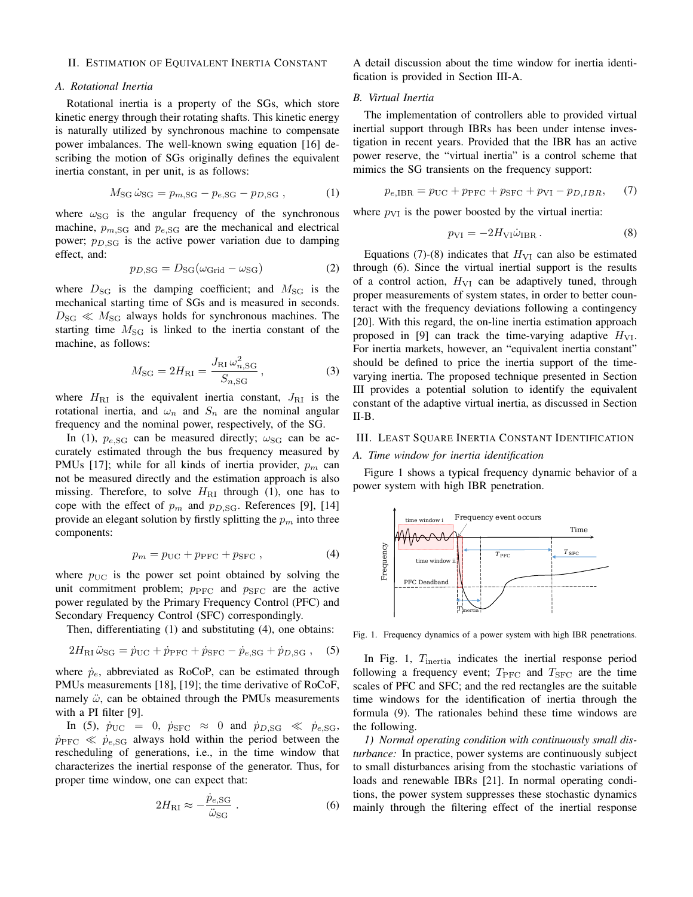## II. Estimation of Equivalent Inertia Constant

### A. Rotational Inertia

Rotational inertia is a property of the SGs, which store kinetic energy through their rotating shafts. This kinetic energy is naturally utilized by synchronous machine to compensate power imbalances. The well-known swing equation [16] describing the motion of SGs originally defines the equivalent inertia constant, in per unit, is as follows:

$$M_{\mathrm{SG}}\,\dot{\omega}_{\mathrm{SG}} = p_{m,\mathrm{SG}} - p_{e,\mathrm{SG}} - p_{D,\mathrm{SG}}\ , \tag{1}$$

where $\omega_{\mathrm{SG}}$ is the angular frequency of the synchronous machine, $p_{m,\mathrm{SG}}$ and $p_{e,\mathrm{SG}}$ are the mechanical and electrical power; $p_{D,\mathrm{SG}}$ is the active power variation due to damping effect, and:

$$p_{D,\mathrm{SG}} = D_{\mathrm{SG}}(\omega_{\mathrm{Grid}} - \omega_{\mathrm{SG}}) \tag{2}$$

where $D_{\mathrm{SG}}$ is the damping coefficient; and $M_{\mathrm{SG}}$ is the mechanical starting time of SGs and is measured in seconds. $D_{\mathrm{SG}} \ll M_{\mathrm{SG}}$ always holds for synchronous machines. The starting time $M_{\mathrm{SG}}$ is linked to the inertia constant of the machine, as follows:

$$M_{\mathrm{SG}} = 2H_{\mathrm{RI}} = \frac{J_{\mathrm{RI}}\,\omega_{n,\mathrm{SG}}^2}{S_{n,\mathrm{SG}}}\ , \tag{3}$$

where $H_{\mathrm{RI}}$ is the equivalent inertia constant, $J_{\mathrm{RI}}$ is the rotational inertia, and $\omega_n$ and $S_n$ are the nominal angular frequency and the nominal power, respectively, of the SG.

In (1), $p_{e,\mathrm{SG}}$ can be measured directly; $\omega_{\mathrm{SG}}$ can be accurately estimated through the bus frequency measured by PMUs [17]; while for all kinds of inertia provider, $p_m$ can not be measured directly and the estimation approach is also missing. Therefore, to solve $H_{\mathrm{RI}}$ through (1), one has to cope with the effect of $p_m$ and $p_{D,\mathrm{SG}}$. References [9], [14] provide an elegant solution by firstly splitting the $p_m$ into three components:

$$p_m = p_{\mathrm{UC}} + p_{\mathrm{PFC}} + p_{\mathrm{SFC}}\ , \tag{4}$$

where $p_{\mathrm{UC}}$ is the power set point obtained by solving the unit commitment problem; $p_{\mathrm{PFC}}$ and $p_{\mathrm{SFC}}$ are the active power regulated by the Primary Frequency Control (PFC) and Secondary Frequency Control (SFC) correspondingly.

Then, differentiating (1) and substituting (4), one obtains:

$$2H_{\mathrm{RI}}\,\ddot{\omega}_{\mathrm{SG}} = \dot{p}_{\mathrm{UC}} + \dot{p}_{\mathrm{PFC}} + \dot{p}_{\mathrm{SFC}} - \dot{p}_{e,\mathrm{SG}} + \dot{p}_{D,\mathrm{SG}}\ , \tag{5}$$

where $\dot{p}_e$, abbreviated as RoCoP, can be estimated through PMUs measurements [18], [19]; the time derivative of RoCoF, namely $\ddot{\omega}$, can be obtained through the PMUs measurements with a PI filter [9].

In (5), $\dot{p}_{\mathrm{UC}} = 0$, $\dot{p}_{\mathrm{SFC}} \approx 0$ and $\dot{p}_{D,\mathrm{SG}} \ll \dot{p}_{e,\mathrm{SG}}$, $\dot{p}_{\mathrm{PFC}} \ll \dot{p}_{e,\mathrm{SG}}$ always hold within the period between the rescheduling of generations, i.e., in the time window that characterizes the inertial response of the generator. Thus, for proper time window, one can expect that:

$$2H_{\mathrm{RI}} \approx -\frac{\dot{p}_{e,\mathrm{SG}}}{\ddot{\omega}_{\mathrm{SG}}}\ . \tag{6}$$

A detail discussion about the time window for inertia identification is provided in Section III-A.

### B. Virtual Inertia

The implementation of controllers able to provided virtual inertial support through IBRs has been under intense investigation in recent years. Provided that the IBR has an active power reserve, the "virtual inertia" is a control scheme that mimics the SG transients on the frequency support:

$$p_{e,\mathrm{IBR}} = p_{\mathrm{UC}} + p_{\mathrm{PFC}} + p_{\mathrm{SFC}} + p_{\mathrm{VI}} - p_{D,IBR}, \tag{7}$$

where $p_{\mathrm{VI}}$ is the power boosted by the virtual inertia:

$$p_{\mathrm{VI}} = -2H_{\mathrm{VI}}\dot{\omega}_{\mathrm{IBR}}\ . \tag{8}$$

Equations (7)-(8) indicates that $H_{\mathrm{VI}}$ can also be estimated through (6). Since the virtual inertial support is the results of a control action, $H_{\mathrm{VI}}$ can be adaptively tuned, through proper measurements of system states, in order to better counteract with the frequency deviations following a contingency [20]. With this regard, the on-line inertia estimation approach proposed in [9] can track the time-varying adaptive $H_{\mathrm{VI}}$. For inertia markets, however, an "equivalent inertia constant" should be defined to price the inertia support of the time-varying inertia. The proposed technique presented in Section III provides a potential solution to identify the equivalent constant of the adaptive virtual inertia, as discussed in Section II-B.

## III. Least Square Inertia Constant Identification

### A. Time window for inertia identification

Figure 1 shows a typical frequency dynamic behavior of a power system with high IBR penetration.

Fig. 1. Frequency dynamics of a power system with high IBR penetrations.

In Fig. 1, $T_{\mathrm{inertia}}$ indicates the inertial response period following a frequency event; $T_{\mathrm{PFC}}$ and $T_{\mathrm{SFC}}$ are the time scales of PFC and SFC; and the red rectangles are the suitable time windows for the identification of inertia through the formula (9). The rationales behind these time windows are the following.

*1) Normal operating condition with continuously small disturbance:* In practice, power systems are continuously subject to small disturbances arising from the stochastic variations of loads and renewable IBRs [21]. In normal operating conditions, the power system suppresses these stochastic dynamics mainly through the filtering effect of the inertial response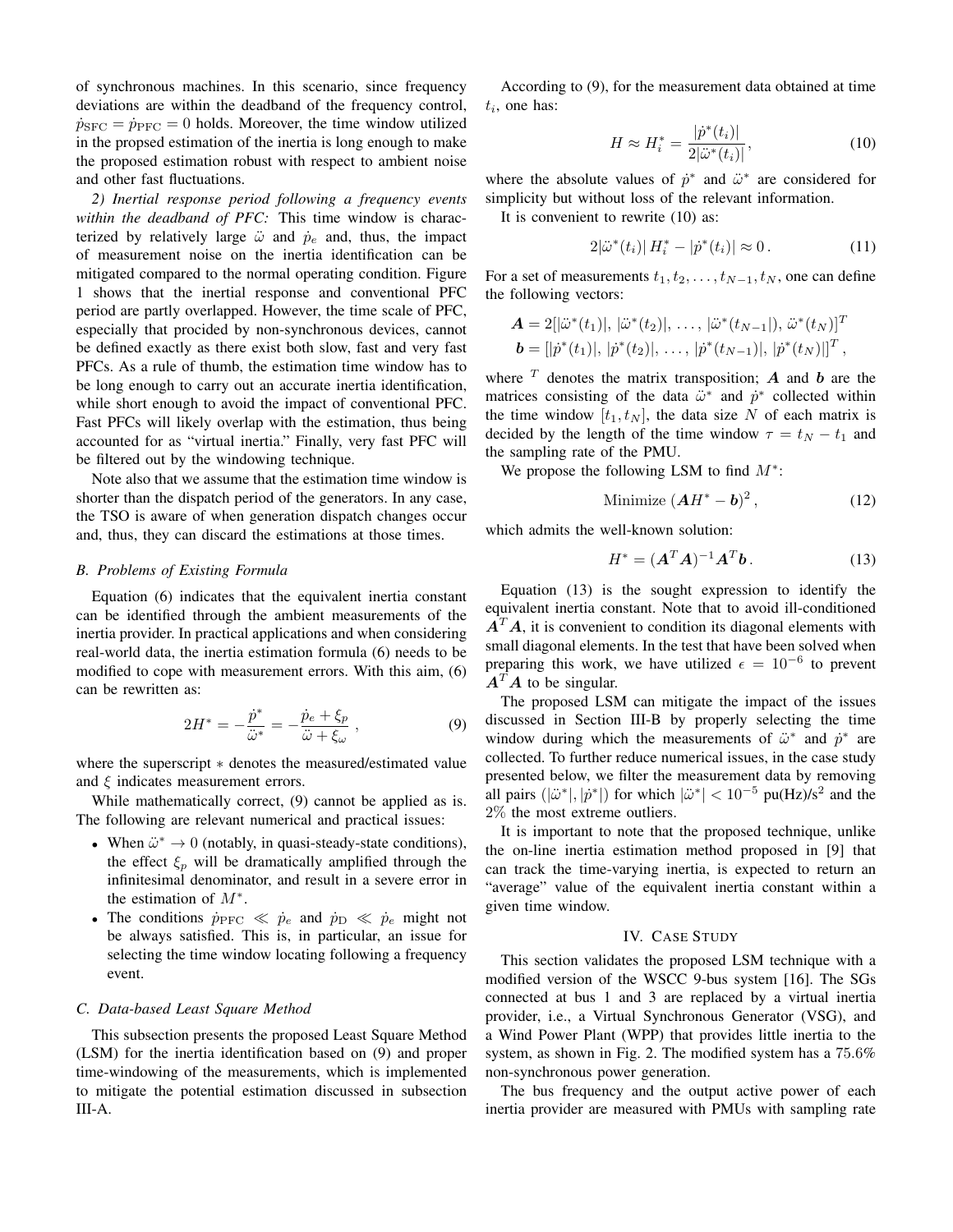of synchronous machines. In this scenario, since frequency deviations are within the deadband of the frequency control, $\dot{p}_{\rm SFC} = \dot{p}_{\rm PFC} = 0$ holds. Moreover, the time window utilized in the propsed estimation of the inertia is long enough to make the proposed estimation robust with respect to ambient noise and other fast fluctuations.

*2) Inertial response period following a frequency events within the deadband of PFC:* This time window is characterized by relatively large $\ddot{\omega}$ and $\dot{p}_e$ and, thus, the impact of measurement noise on the inertia identification can be mitigated compared to the normal operating condition. Figure 1 shows that the inertial response and conventional PFC period are partly overlapped. However, the time scale of PFC, especially that procided by non-synchronous devices, cannot be defined exactly as there exist both slow, fast and very fast PFCs. As a rule of thumb, the estimation time window has to be long enough to carry out an accurate inertia identification, while short enough to avoid the impact of conventional PFC. Fast PFCs will likely overlap with the estimation, thus being accounted for as "virtual inertia." Finally, very fast PFC will be filtered out by the windowing technique.

Note also that we assume that the estimation time window is shorter than the dispatch period of the generators. In any case, the TSO is aware of when generation dispatch changes occur and, thus, they can discard the estimations at those times.

### B. Problems of Existing Formula

Equation (6) indicates that the equivalent inertia constant can be identified through the ambient measurements of the inertia provider. In practical applications and when considering real-world data, the inertia estimation formula (6) needs to be modified to cope with measurement errors. With this aim, (6) can be rewritten as:

$$2H^* = -\frac{\dot{p}^*}{\ddot{\omega}^*} = -\frac{\dot{p}_e + \xi_p}{\ddot{\omega} + \xi_\omega}\,, \tag{9}$$

where the superscript $*$ denotes the measured/estimated value and $\xi$ indicates measurement errors.

While mathematically correct, (9) cannot be applied as is. The following are relevant numerical and practical issues:

- When $\ddot{\omega}^* \to 0$ (notably, in quasi-steady-state conditions), the effect $\xi_p$ will be dramatically amplified through the infinitesimal denominator, and result in a severe error in the estimation of $M^*$.
- The conditions $\dot{p}_{\rm PFC} \ll \dot{p}_e$ and $\dot{p}_{\rm D} \ll \dot{p}_e$ might not be always satisfied. This is, in particular, an issue for selecting the time window locating following a frequency event.

### C. Data-based Least Square Method

This subsection presents the proposed Least Square Method (LSM) for the inertia identification based on (9) and proper time-windowing of the measurements, which is implemented to mitigate the potential estimation discussed in subsection III-A.

According to (9), for the measurement data obtained at time $t_i$, one has:

$$H \approx H_i^* = \frac{|\dot{p}^*(t_i)|}{2|\ddot{\omega}^*(t_i)|}\,, \tag{10}$$

where the absolute values of $\dot{p}^*$ and $\ddot{\omega}^*$ are considered for simplicity but without loss of the relevant information.

It is convenient to rewrite (10) as:

$$2|\ddot{\omega}^*(t_i)|\,H_i^* - |\dot{p}^*(t_i)| \approx 0\,. \tag{11}$$

For a set of measurements $t_1, t_2, \dots, t_{N-1}, t_N$, one can define the following vectors:

$$\begin{aligned}
\boldsymbol{A} &= 2[|\ddot{\omega}^*(t_1)|,\, |\ddot{\omega}^*(t_2)|,\, \dots,\, |\ddot{\omega}^*(t_{N-1}|),\, \ddot{\omega}^*(t_N)]^T \\
\boldsymbol{b} &= [|\dot{p}^*(t_1)|,\, |\dot{p}^*(t_2)|,\, \dots,\, |\dot{p}^*(t_{N-1})|,\, |\dot{p}^*(t_N)|]^T\,,
\end{aligned}$$

where $^T$ denotes the matrix transposition; $\boldsymbol{A}$ and $\boldsymbol{b}$ are the matrices consisting of the data $\ddot{\omega}^*$ and $\dot{p}^*$ collected within the time window $[t_1, t_N]$, the data size $N$ of each matrix is decided by the length of the time window $\tau = t_N - t_1$ and the sampling rate of the PMU.

We propose the following LSM to find $M^*$:

$$\text{Minimize } (\boldsymbol{A}H^* - \boldsymbol{b})^2\,, \tag{12}$$

which admits the well-known solution:

$$H^* = (\boldsymbol{A}^T\boldsymbol{A})^{-1}\boldsymbol{A}^T\boldsymbol{b}\,. \tag{13}$$

Equation (13) is the sought expression to identify the equivalent inertia constant. Note that to avoid ill-conditioned $\boldsymbol{A}^T\boldsymbol{A}$, it is convenient to condition its diagonal elements with small diagonal elements. In the test that have been solved when preparing this work, we have utilized $\epsilon = 10^{-6}$ to prevent $\boldsymbol{A}^T\boldsymbol{A}$ to be singular.

The proposed LSM can mitigate the impact of the issues discussed in Section III-B by properly selecting the time window during which the measurements of $\ddot{\omega}^*$ and $\dot{p}^*$ are collected. To further reduce numerical issues, in the case study presented below, we filter the measurement data by removing all pairs $(|\ddot{\omega}^*|, |\dot{p}^*|)$ for which $|\ddot{\omega}^*| < 10^{-5}$ pu(Hz)/s$^2$ and the $2\%$ the most extreme outliers.

It is important to note that the proposed technique, unlike the on-line inertia estimation method proposed in [9] that can track the time-varying inertia, is expected to return an "average" value of the equivalent inertia constant within a given time window.

## IV. Case Study

This section validates the proposed LSM technique with a modified version of the WSCC 9-bus system [16]. The SGs connected at bus 1 and 3 are replaced by a virtual inertia provider, i.e., a Virtual Synchronous Generator (VSG), and a Wind Power Plant (WPP) that provides little inertia to the system, as shown in Fig. 2. The modified system has a $75.6\%$ non-synchronous power generation.

The bus frequency and the output active power of each inertia provider are measured with PMUs with sampling rate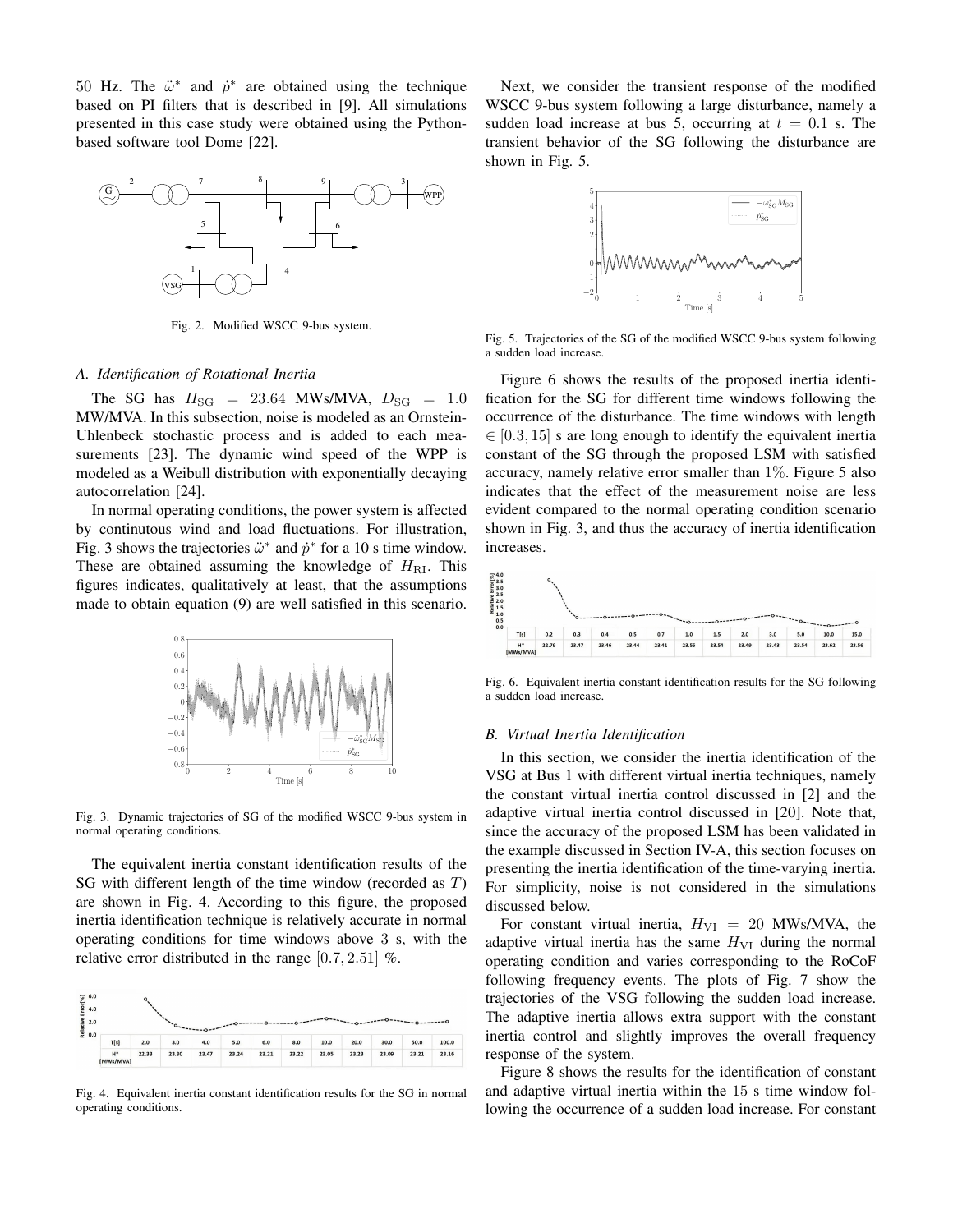50 Hz. The $\ddot{\omega}^*$ and $\dot{p}^*$ are obtained using the technique based on PI filters that is described in [9]. All simulations presented in this case study were obtained using the Python-based software tool Dome [22].

Fig. 2. Modified WSCC 9-bus system.

### A. Identification of Rotational Inertia

The SG has $H_{\rm SG} = 23.64$ MWs/MVA, $D_{\rm SG} = 1.0$ MW/MVA. In this subsection, noise is modeled as an Ornstein-Uhlenbeck stochastic process and is added to each measurements [23]. The dynamic wind speed of the WPP is modeled as a Weibull distribution with exponentially decaying autocorrelation [24].

In normal operating conditions, the power system is affected by continutous wind and load fluctuations. For illustration, Fig. 3 shows the trajectories $\ddot{\omega}^*$ and $\dot{p}^*$ for a 10 s time window. These are obtained assuming the knowledge of $H_{\rm RI}$. This figures indicates, qualitatively at least, that the assumptions made to obtain equation (9) are well satisfied in this scenario.

Fig. 3. Dynamic trajectories of SG of the modified WSCC 9-bus system in normal operating conditions.

The equivalent inertia constant identification results of the SG with different length of the time window (recorded as $T$) are shown in Fig. 4. According to this figure, the proposed inertia identification technique is relatively accurate in normal operating conditions for time windows above 3 s, with the relative error distributed in the range $[0.7, 2.51]$ %.

| T[s] | 2.0 | 3.0 | 4.0 | 5.0 | 6.0 | 8.0 | 10.0 | 20.0 | 30.0 | 50.0 | 100.0 |
|---|---|---|---|---|---|---|---|---|---|---|---|
| H* [MWs/MVA] | 22.33 | 23.30 | 23.47 | 23.24 | 23.21 | 23.22 | 23.05 | 23.23 | 23.09 | 23.21 | 23.16 |

Fig. 4. Equivalent inertia constant identification results for the SG in normal operating conditions.

Next, we consider the transient response of the modified WSCC 9-bus system following a large disturbance, namely a sudden load increase at bus 5, occurring at $t = 0.1$ s. The transient behavior of the SG following the disturbance are shown in Fig. 5.

Fig. 5. Trajectories of the SG of the modified WSCC 9-bus system following a sudden load increase.

Figure 6 shows the results of the proposed inertia identification for the SG for different time windows following the occurrence of the disturbance. The time windows with length $\in [0.3, 15]$ s are long enough to identify the equivalent inertia constant of the SG through the proposed LSM with satisfied accuracy, namely relative error smaller than 1%. Figure 5 also indicates that the effect of the measurement noise are less evident compared to the normal operating condition scenario shown in Fig. 3, and thus the accuracy of inertia identification increases.

| T[s] | 0.2 | 0.3 | 0.4 | 0.5 | 0.7 | 1.0 | 1.5 | 2.0 | 3.0 | 5.0 | 10.0 | 15.0 |
|---|---|---|---|---|---|---|---|---|---|---|---|---|
| H* [MWs/MVA] | 22.79 | 23.47 | 23.46 | 23.44 | 23.41 | 23.55 | 23.54 | 23.49 | 23.43 | 23.54 | 23.62 | 23.56 |

Fig. 6. Equivalent inertia constant identification results for the SG following a sudden load increase.

### B. Virtual Inertia Identification

In this section, we consider the inertia identification of the VSG at Bus 1 with different virtual inertia techniques, namely the constant virtual inertia control discussed in [2] and the adaptive virtual inertia control discussed in [20]. Note that, since the accuracy of the proposed LSM has been validated in the example discussed in Section IV-A, this section focuses on presenting the inertia identification of the time-varying inertia. For simplicity, noise is not considered in the simulations discussed below.

For constant virtual inertia, $H_{\rm VI} = 20$ MWs/MVA, the adaptive virtual inertia has the same $H_{\rm VI}$ during the normal operating condition and varies corresponding to the RoCoF following frequency events. The plots of Fig. 7 show the trajectories of the VSG following the sudden load increase. The adaptive inertia allows extra support with the constant inertia control and slightly improves the overall frequency response of the system.

Figure 8 shows the results for the identification of constant and adaptive virtual inertia within the 15 s time window following the occurrence of a sudden load increase. For constant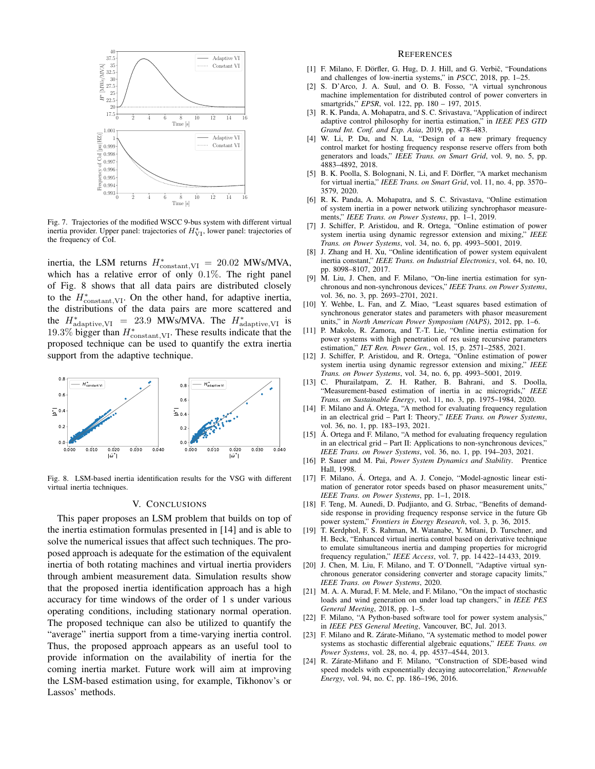Adaptive VI
Constant VI

$H'$ [MWs/MVA]

40
37.5
35
32.5
30
27.5
25
22.5
20
17.5

0 2 4 6 8 10 12 14 16
Time [s]

Adaptive VI
Constant VI

Frequency of CoI [pu(Hz)]

1.001
1
0.999
0.998
0.997
0.996
0.995
0.994
0.993

0 2 4 6 8 10 12 14 16
Time [s]

Fig. 7. Trajectories of the modified WSCC 9-bus system with different virtual inertia provider. Upper panel: trajectories of $H'_{\rm VI}$, lower panel: trajectories of the frequency of CoI.

inertia, the LSM returns $H^*_{\rm constant,VI} = 20.02$ MWs/MVA, which has a relative error of only $0.1\%$. The right panel of Fig. 8 shows that all data pairs are distributed closely to the $H^*_{\rm constant,VI}$. On the other hand, for adaptive inertia, the distributions of the data pairs are more scattered and the $H^*_{\rm adaptive,VI} = 23.9$ MWs/MVA. The $H^*_{\rm adaptive,VI}$ is $19.3\%$ bigger than $H^*_{\rm constant,VI}$. These results indicate that the proposed technique can be used to quantify the extra inertia support from the adaptive technique.

$H^*_{\rm constant\ VI}$

$|\dot{p}^*|$

0.8
0.6
0.4
0.2
0.0

0.000 0.010 0.020 0.030 0.040
$|\omega^*|$

$H^*_{\rm adaptive\ VI}$

$|\dot{p}^*|$

0.8
0.6
0.4
0.2
0.0

0.000 0.010 0.020 0.030 0.040
$|\omega^*|$

Fig. 8. LSM-based inertia identification results for the VSG with different virtual inertia techniques.

## V. Conclusions

This paper proposes an LSM problem that builds on top of the inertia estimation formulas presented in [14] and is able to solve the numerical issues that affect such techniques. The proposed approach is adequate for the estimation of the equivalent inertia of both rotating machines and virtual inertia providers through ambient measurement data. Simulation results show that the proposed inertia identification approach has a high accuracy for time windows of the order of 1 s under various operating conditions, including stationary normal operation. The proposed technique can also be utilized to quantify the "average" inertia support from a time-varying inertia control. Thus, the proposed approach appears as an useful tool to provide information on the availability of inertia for the coming inertia market. Future work will aim at improving the LSM-based estimation using, for example, Tikhonov's or Lassos' methods.

## References

[1] F. Milano, F. Dörfler, G. Hug, D. J. Hill, and G. Verbič, "Foundations and challenges of low-inertia systems," in *PSCC*, 2018, pp. 1–25.

[2] S. D'Arco, J. A. Suul, and O. B. Fosso, "A virtual synchronous machine implementation for distributed control of power converters in smartgrids," *EPSR*, vol. 122, pp. 180 – 197, 2015.

[3] R. K. Panda, A. Mohapatra, and S. C. Srivastava, "Application of indirect adaptive control philosophy for inertia estimation," in *IEEE PES GTD Grand Int. Conf. and Exp. Asia*, 2019, pp. 478–483.

[4] W. Li, P. Du, and N. Lu, "Design of a new primary frequency control market for hosting frequency response reserve offers from both generators and loads," *IEEE Trans. on Smart Grid*, vol. 9, no. 5, pp. 4883–4892, 2018.

[5] B. K. Poolla, S. Bolognani, N. Li, and F. Dörfler, "A market mechanism for virtual inertia," *IEEE Trans. on Smart Grid*, vol. 11, no. 4, pp. 3570–3579, 2020.

[6] R. K. Panda, A. Mohapatra, and S. C. Srivastava, "Online estimation of system inertia in a power network utilizing synchrophasor measurements," *IEEE Trans. on Power Systems*, pp. 1–1, 2019.

[7] J. Schiffer, P. Aristidou, and R. Ortega, "Online estimation of power system inertia using dynamic regressor extension and mixing," *IEEE Trans. on Power Systems*, vol. 34, no. 6, pp. 4993–5001, 2019.

[8] J. Zhang and H. Xu, "Online identification of power system equivalent inertia constant," *IEEE Trans. on Industrial Electronics*, vol. 64, no. 10, pp. 8098–8107, 2017.

[9] M. Liu, J. Chen, and F. Milano, "On-line inertia estimation for synchronous and non-synchronous devices," *IEEE Trans. on Power Systems*, vol. 36, no. 3, pp. 2693–2701, 2021.

[10] Y. Wehbe, L. Fan, and Z. Miao, "Least squares based estimation of synchronous generator states and parameters with phasor measurement units," in *North American Power Symposium (NAPS)*, 2012, pp. 1–6.

[11] P. Makolo, R. Zamora, and T.-T. Lie, "Online inertia estimation for power systems with high penetration of res using recursive parameters estimation," *IET Ren. Power Gen.*, vol. 15, p. 2571–2585, 2021.

[12] J. Schiffer, P. Aristidou, and R. Ortega, "Online estimation of power system inertia using dynamic regressor extension and mixing," *IEEE Trans. on Power Systems*, vol. 34, no. 6, pp. 4993–5001, 2019.

[13] C. Phurailatpam, Z. H. Rather, B. Bahrani, and S. Doolla, "Measurement-based estimation of inertia in ac microgrids," *IEEE Trans. on Sustainable Energy*, vol. 11, no. 3, pp. 1975–1984, 2020.

[14] F. Milano and Á. Ortega, "A method for evaluating frequency regulation in an electrical grid – Part I: Theory," *IEEE Trans. on Power Systems*, vol. 36, no. 1, pp. 183–193, 2021.

[15] Á. Ortega and F. Milano, "A method for evaluating frequency regulation in an electrical grid – Part II: Applications to non-synchronous devices," *IEEE Trans. on Power Systems*, vol. 36, no. 1, pp. 194–203, 2021.

[16] P. Sauer and M. Pai, *Power System Dynamics and Stability*. Prentice Hall, 1998.

[17] F. Milano, Á. Ortega, and A. J. Conejo, "Model-agnostic linear estimation of generator rotor speeds based on phasor measurement units," *IEEE Trans. on Power Systems*, pp. 1–1, 2018.

[18] F. Teng, M. Aunedi, D. Pudjianto, and G. Strbac, "Benefits of demand-side response in providing frequency response service in the future Gb power system," *Frontiers in Energy Research*, vol. 3, p. 36, 2015.

[19] T. Kerdphol, F. S. Rahman, M. Watanabe, Y. Mitani, D. Turschner, and H. Beck, "Enhanced virtual inertia control based on derivative technique to emulate simultaneous inertia and damping properties for microgrid frequency regulation," *IEEE Access*, vol. 7, pp. 14 422–14 433, 2019.

[20] J. Chen, M. Liu, F. Milano, and T. O'Donnell, "Adaptive virtual synchronous generator considering converter and storage capacity limits," *IEEE Trans. on Power Systems*, 2020.

[21] M. A. A. Murad, F. M. Mele, and F. Milano, "On the impact of stochastic loads and wind generation on under load tap changers," in *IEEE PES General Meeting*, 2018, pp. 1–5.

[22] F. Milano, "A Python-based software tool for power system analysis," in *IEEE PES General Meeting*, Vancouver, BC, Jul. 2013.

[23] F. Milano and R. Zárate-Miñano, "A systematic method to model power systems as stochastic differential algebraic equations," *IEEE Trans. on Power Systems*, vol. 28, no. 4, pp. 4537–4544, 2013.

[24] R. Zárate-Miñano and F. Milano, "Construction of SDE-based wind speed models with exponentially decaying autocorrelation," *Renewable Energy*, vol. 94, no. C, pp. 186–196, 2016.